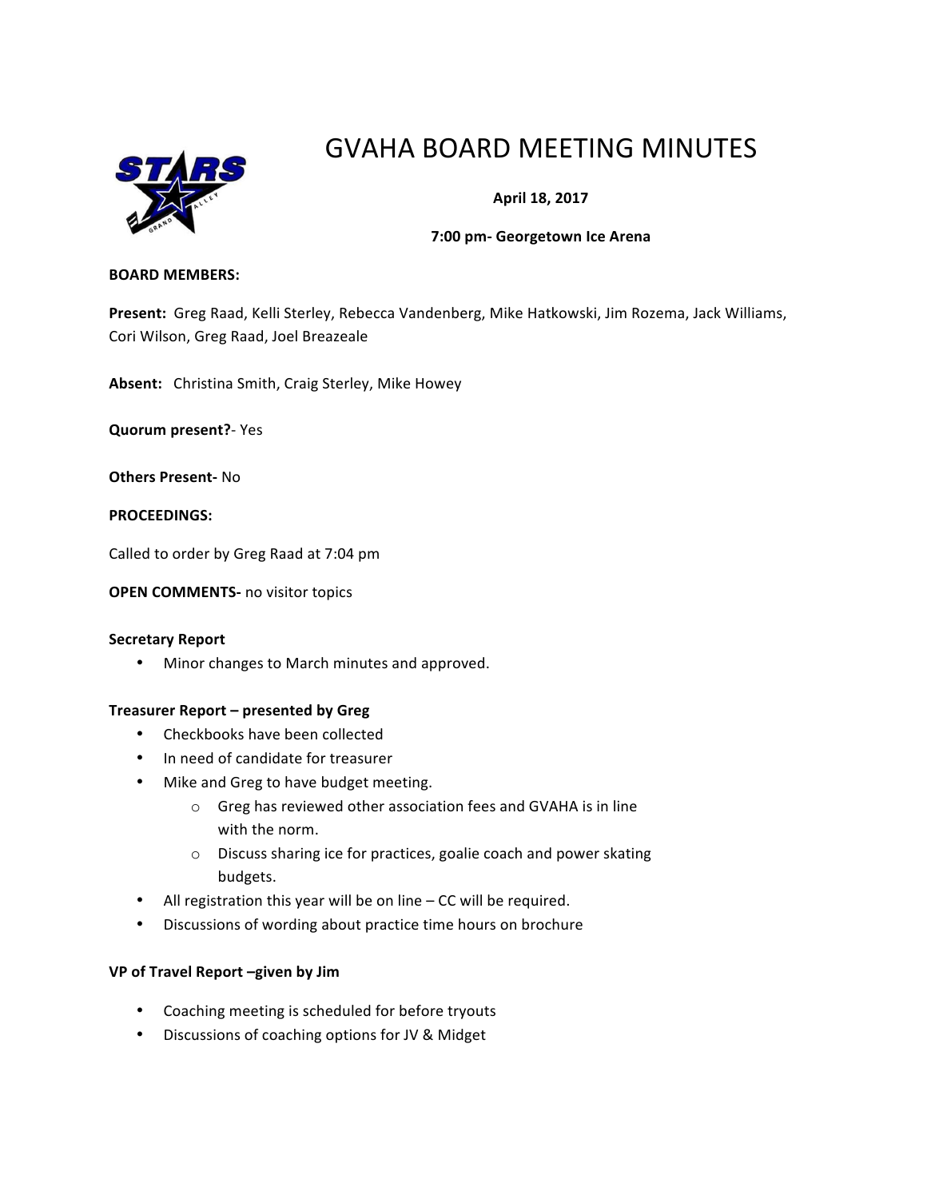# GVAHA BOARD MEETING MINUTES

**April 18, 2017**

**7:00 pm- Georgetown Ice Arena**

**BOARD MEMBERS:**

**Present:** Greg Raad, Kelli Sterley, Rebecca Vandenberg, Mike Hatkowski, Jim Rozema, Jack Williams, Cori Wilson, Greg Raad, Joel Breazeale

**Absent:** Christina Smith, Craig Sterley, Mike Howey

**Quorum present?**- Yes

**Others Present-** No

**PROCEEDINGS:**

Called to order by Greg Raad at 7:04 pm

**OPEN COMMENTS-** no visitor topics

**Secretary Report**

- Minor changes to March minutes and approved.

**Treasurer Report – presented by Greg**

- Checkbooks have been collected
- In need of candidate for treasurer
- Mike and Greg to have budget meeting.
  - Greg has reviewed other association fees and GVAHA is in line with the norm.
  - Discuss sharing ice for practices, goalie coach and power skating budgets.
- All registration this year will be on line – CC will be required.
- Discussions of wording about practice time hours on brochure

**VP of Travel Report –given by Jim**

- Coaching meeting is scheduled for before tryouts
- Discussions of coaching options for JV & Midget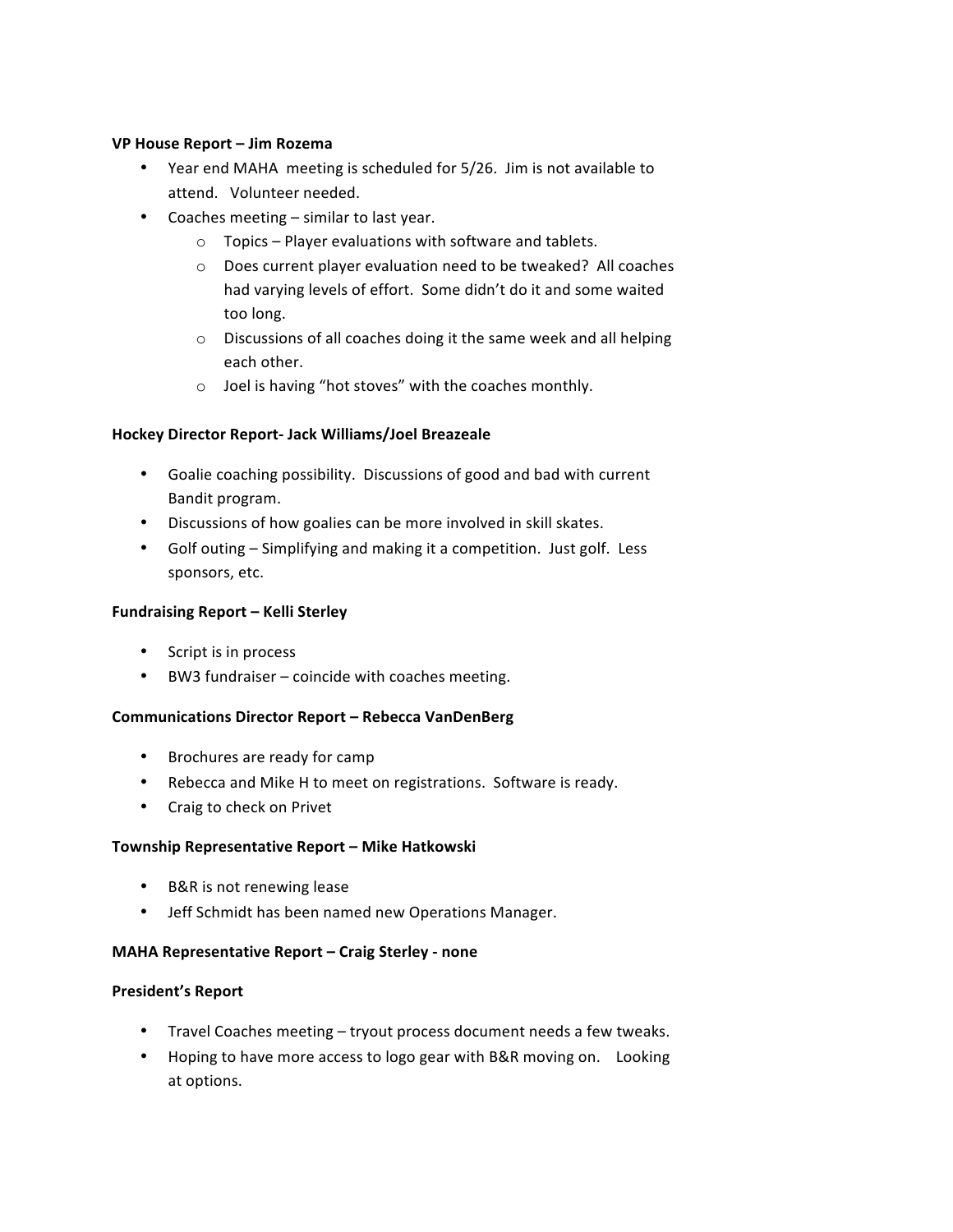**VP House Report – Jim Rozema**

- Year end MAHA meeting is scheduled for 5/26. Jim is not available to attend. Volunteer needed.
- Coaches meeting – similar to last year.
  - Topics – Player evaluations with software and tablets.
  - Does current player evaluation need to be tweaked? All coaches had varying levels of effort. Some didn't do it and some waited too long.
  - Discussions of all coaches doing it the same week and all helping each other.
  - Joel is having "hot stoves" with the coaches monthly.

**Hockey Director Report- Jack Williams/Joel Breazeale**

- Goalie coaching possibility. Discussions of good and bad with current Bandit program.
- Discussions of how goalies can be more involved in skill skates.
- Golf outing – Simplifying and making it a competition. Just golf. Less sponsors, etc.

**Fundraising Report – Kelli Sterley**

- Script is in process
- BW3 fundraiser – coincide with coaches meeting.

**Communications Director Report – Rebecca VanDenBerg**

- Brochures are ready for camp
- Rebecca and Mike H to meet on registrations. Software is ready.
- Craig to check on Privet

**Township Representative Report – Mike Hatkowski**

- B&R is not renewing lease
- Jeff Schmidt has been named new Operations Manager.

**MAHA Representative Report – Craig Sterley - none**

**President's Report**

- Travel Coaches meeting – tryout process document needs a few tweaks.
- Hoping to have more access to logo gear with B&R moving on. Looking at options.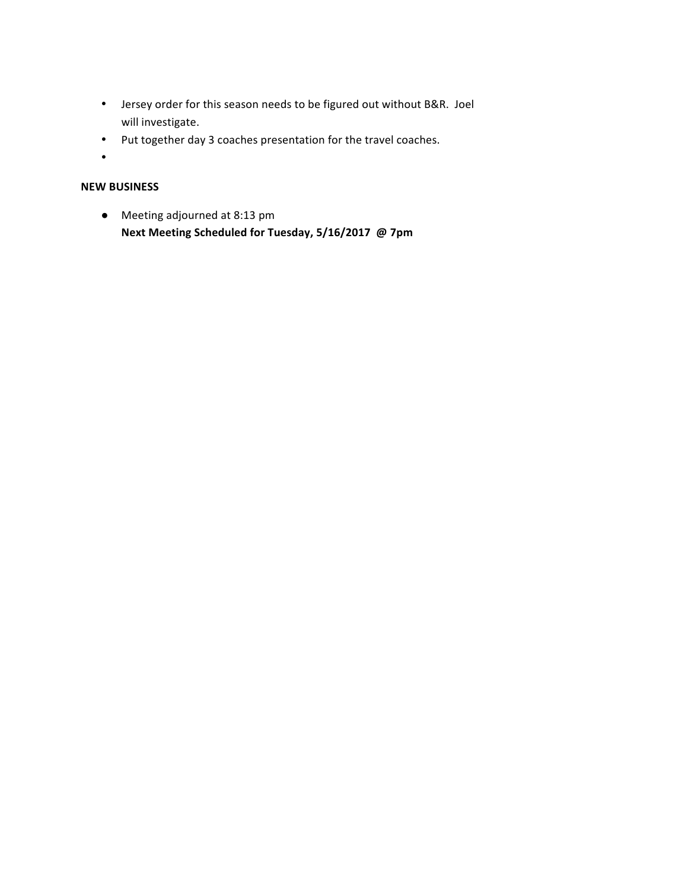- Jersey order for this season needs to be figured out without B&R. Joel will investigate.
- Put together day 3 coaches presentation for the travel coaches.
- 

**NEW BUSINESS**

- Meeting adjourned at 8:13 pm
  **Next Meeting Scheduled for Tuesday, 5/16/2017 @ 7pm**